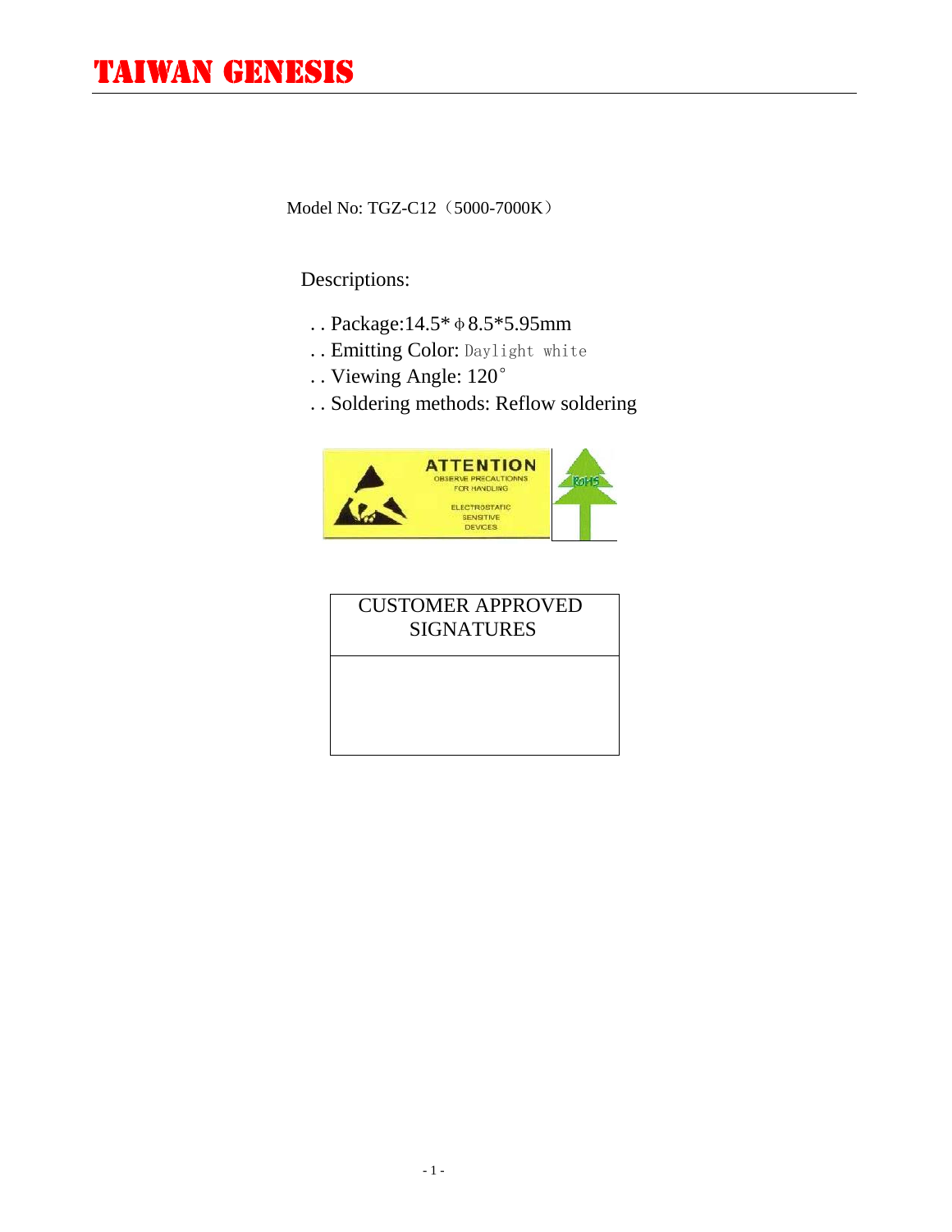# TAIWAN GENESIS

Model No: TGZ-C12（5000-7000K）

Descriptions:

- Package:14.5*ϕ8.5*5.95mm
- Emitting Color: Daylight white
- Viewing Angle: 120°
- Soldering methods: Reflow soldering

ATTENTION
OBSERVE PRECALTIONNS
FOR HANDLING
ELECTROSTATIC
SENSITIVE
DEVICES

RoHS

| CUSTOMER APPROVED SIGNATURES |
|---|
| |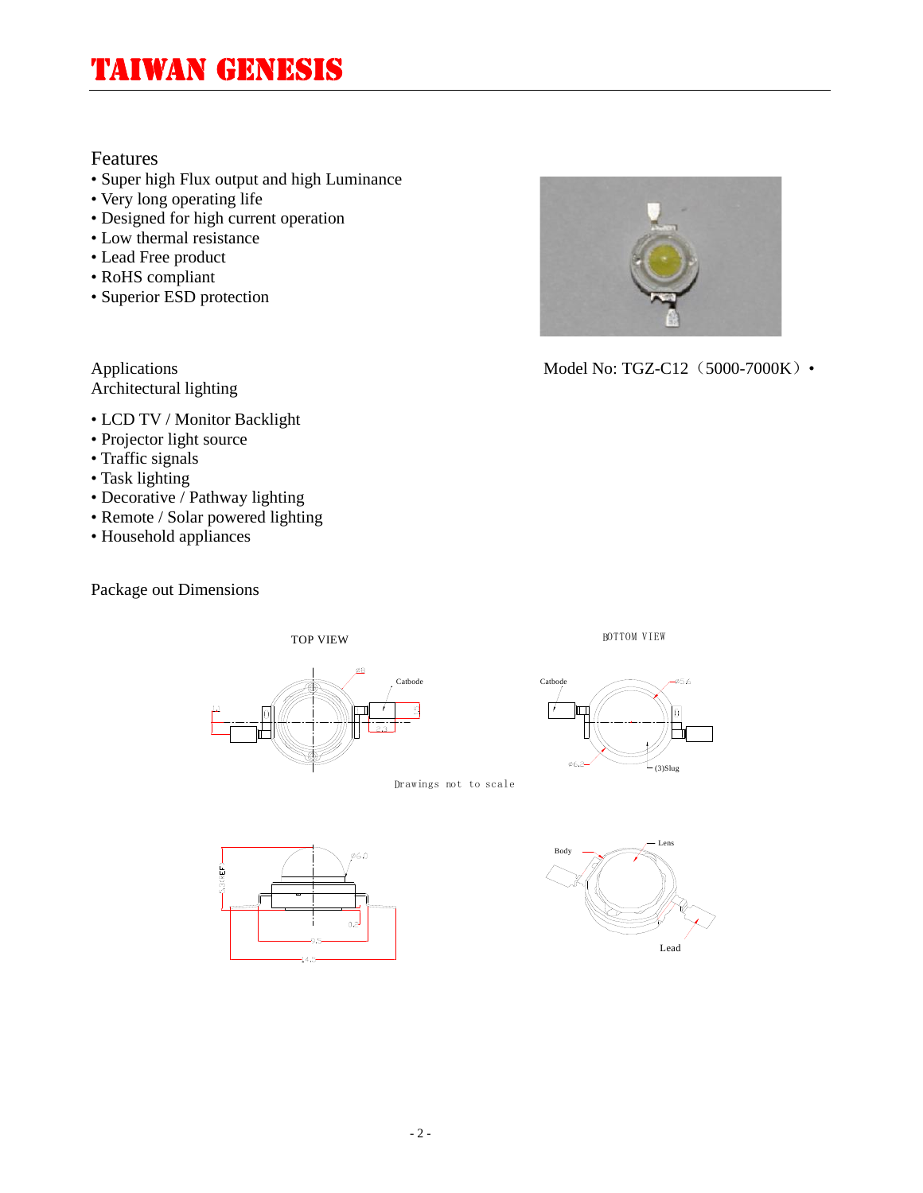## Features

- Super high Flux output and high Luminance
- Very long operating life
- Designed for high current operation
- Low thermal resistance
- Lead Free product
- RoHS compliant
- Superior ESD protection

Model No: TGZ-C12（5000-7000K）•

## Applications

Architectural lighting

- LCD TV / Monitor Backlight
- Projector light source
- Traffic signals
- Task lighting
- Decorative / Pathway lighting
- Remote / Solar powered lighting
- Household appliances

## Package out Dimensions

TOP VIEW

BOTTOM VIEW

Catbode

Catbode

(3)Slug

Drawings not to scale

Body

Lens

Lead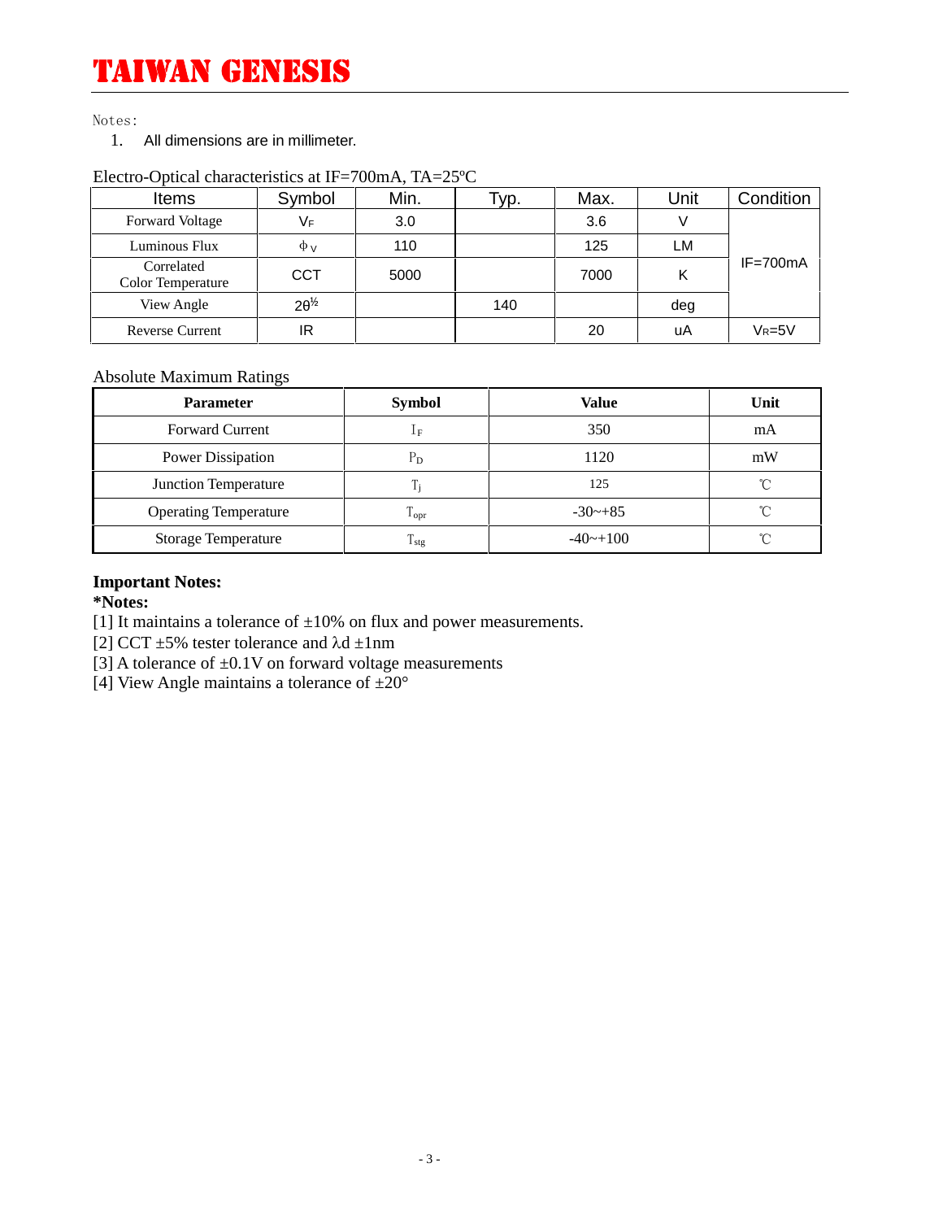# TAIWAN GENESIS

Notes:

1. All dimensions are in millimeter.

Electro-Optical characteristics at IF=700mA, TA=25ºC

| Items | Symbol | Min. | Typ. | Max. | Unit | Condition |
|---|---|---|---|---|---|---|
| Forward Voltage | $V_F$ | 3.0 | | 3.6 | V | IF=700mA |
| Luminous Flux | $\phi_V$ | 110 | | 125 | LM | |
| Correlated Color Temperature | CCT | 5000 | | 7000 | K | |
| View Angle | $2\theta^{1/2}$ | | 140 | | deg | |
| Reverse Current | IR | | | 20 | uA | $V_R$=5V |

Absolute Maximum Ratings

| Parameter | Symbol | Value | Unit |
|---|---|---|---|
| Forward Current | $I_F$ | 350 | mA |
| Power Dissipation | $P_D$ | 1120 | mW |
| Junction Temperature | $T_j$ | 125 | ℃ |
| Operating Temperature | $T_{opr}$ | -30~+85 | ℃ |
| Storage Temperature | $T_{stg}$ | -40~+100 | ℃ |

**Important Notes:**

***Notes:**

[1] It maintains a tolerance of ±10% on flux and power measurements.

[2] CCT ±5% tester tolerance and λd ±1nm

[3] A tolerance of ±0.1V on forward voltage measurements

[4] View Angle maintains a tolerance of ±20°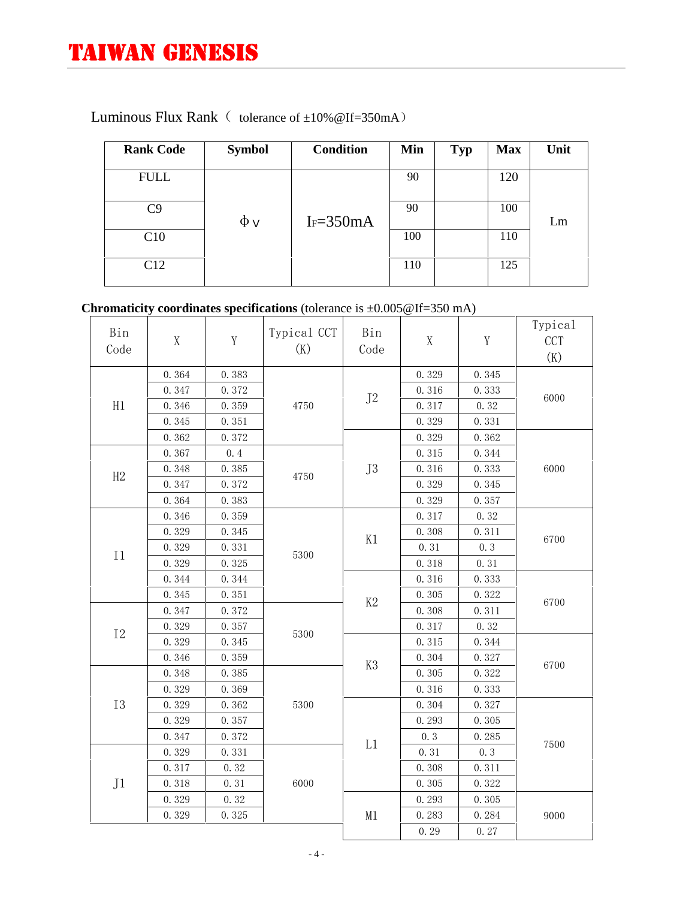# TAIWAN GENESIS

Luminous Flux Rank（ tolerance of ±10%@If=350mA）

| Rank Code | Symbol | Condition | Min | Typ | Max | Unit |
|---|---|---|---|---|---|---|
| FULL | $\Phi_V$ | $I_F$=350mA | 90 | | 120 | Lm |
| C9 | | | 90 | | 100 | |
| C10 | | | 100 | | 110 | |
| C12 | | | 110 | | 125 | |

**Chromaticity coordinates specifications** (tolerance is ±0.005@If=350 mA)

| Bin Code | X | Y | Typical CCT (K) | Bin Code | X | Y | Typical CCT (K) |
|---|---|---|---|---|---|---|---|
| H1 | 0.364 | 0.383 | 4750 | J2 | 0.329 | 0.345 | 6000 |
| | 0.347 | 0.372 | | | 0.316 | 0.333 | |
| | 0.346 | 0.359 | | | 0.317 | 0.32 | |
| | 0.345 | 0.351 | | | 0.329 | 0.331 | |
| | 0.362 | 0.372 | | J3 | 0.329 | 0.362 | 6000 |
| H2 | 0.367 | 0.4 | 4750 | | 0.315 | 0.344 | |
| | 0.348 | 0.385 | | | 0.316 | 0.333 | |
| | 0.347 | 0.372 | | | 0.329 | 0.345 | |
| | 0.364 | 0.383 | | | 0.329 | 0.357 | |
| I1 | 0.346 | 0.359 | 5300 | K1 | 0.317 | 0.32 | 6700 |
| | 0.329 | 0.345 | | | 0.308 | 0.311 | |
| | 0.329 | 0.331 | | | 0.31 | 0.3 | |
| | 0.329 | 0.325 | | | 0.318 | 0.31 | |
| | 0.344 | 0.344 | | K2 | 0.316 | 0.333 | 6700 |
| | 0.345 | 0.351 | | | 0.305 | 0.322 | |
| I2 | 0.347 | 0.372 | 5300 | | 0.308 | 0.311 | |
| | 0.329 | 0.357 | | | 0.317 | 0.32 | |
| | 0.329 | 0.345 | | K3 | 0.315 | 0.344 | 6700 |
| | 0.346 | 0.359 | | | 0.304 | 0.327 | |
| I3 | 0.348 | 0.385 | 5300 | | 0.305 | 0.322 | |
| | 0.329 | 0.369 | | | 0.316 | 0.333 | |
| | 0.329 | 0.362 | | L1 | 0.304 | 0.327 | 7500 |
| | 0.329 | 0.357 | | | 0.293 | 0.305 | |
| | 0.347 | 0.372 | | | 0.3 | 0.285 | |
| J1 | 0.329 | 0.331 | 6000 | | 0.31 | 0.3 | |
| | 0.317 | 0.32 | | | 0.308 | 0.311 | |
| | 0.318 | 0.31 | | | 0.305 | 0.322 | |
| | 0.329 | 0.32 | | M1 | 0.293 | 0.305 | 9000 |
| | 0.329 | 0.325 | | | 0.283 | 0.284 | |
| | | | | | 0.29 | 0.27 | |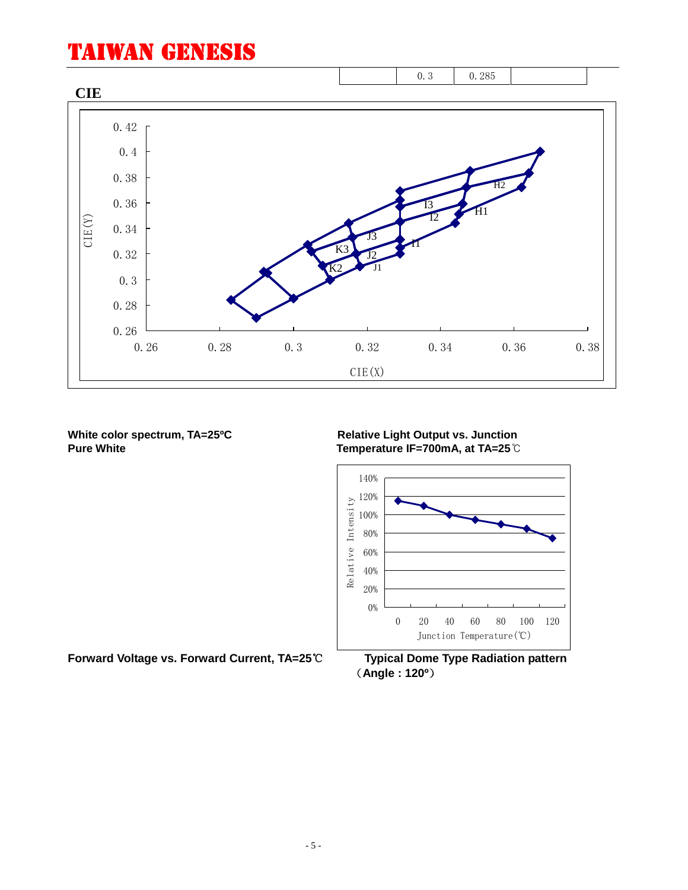| | 0. 3 | 0. 285 | |
|---|---|---|---|

**CIE**

White color spectrum, TA=25ºC
Pure White

Relative Light Output vs. Junction Temperature IF=700mA, at TA=25℃

Forward Voltage vs. Forward Current, TA=25℃

Typical Dome Type Radiation pattern
（Angle : 120º）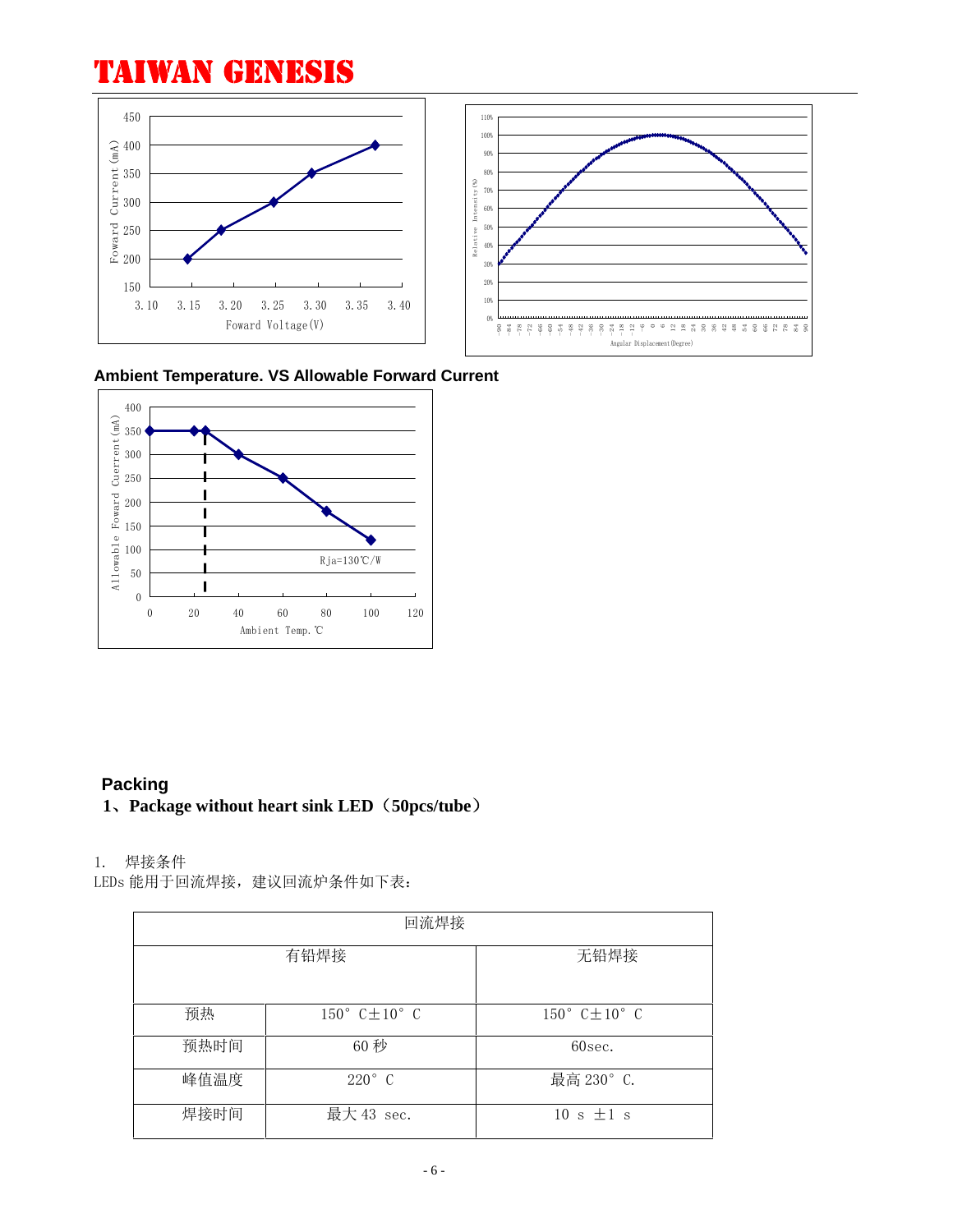**Ambient Temperature. VS Allowable Forward Current**

## Packing

**1、Package without heart sink LED（50pcs/tube）**

1.  焊接条件

LEDs 能用于回流焊接，建议回流炉条件如下表：

| 回流焊接 | | |
|---|---|---|
| 有铅焊接 | | 无铅焊接 |
| 预热 | 150° C±10° C | 150° C±10° C |
| 预热时间 | 60 秒 | 60sec. |
| 峰值温度 | 220° C | 最高 230° C. |
| 焊接时间 | 最大 43 sec. | 10 s ±1 s |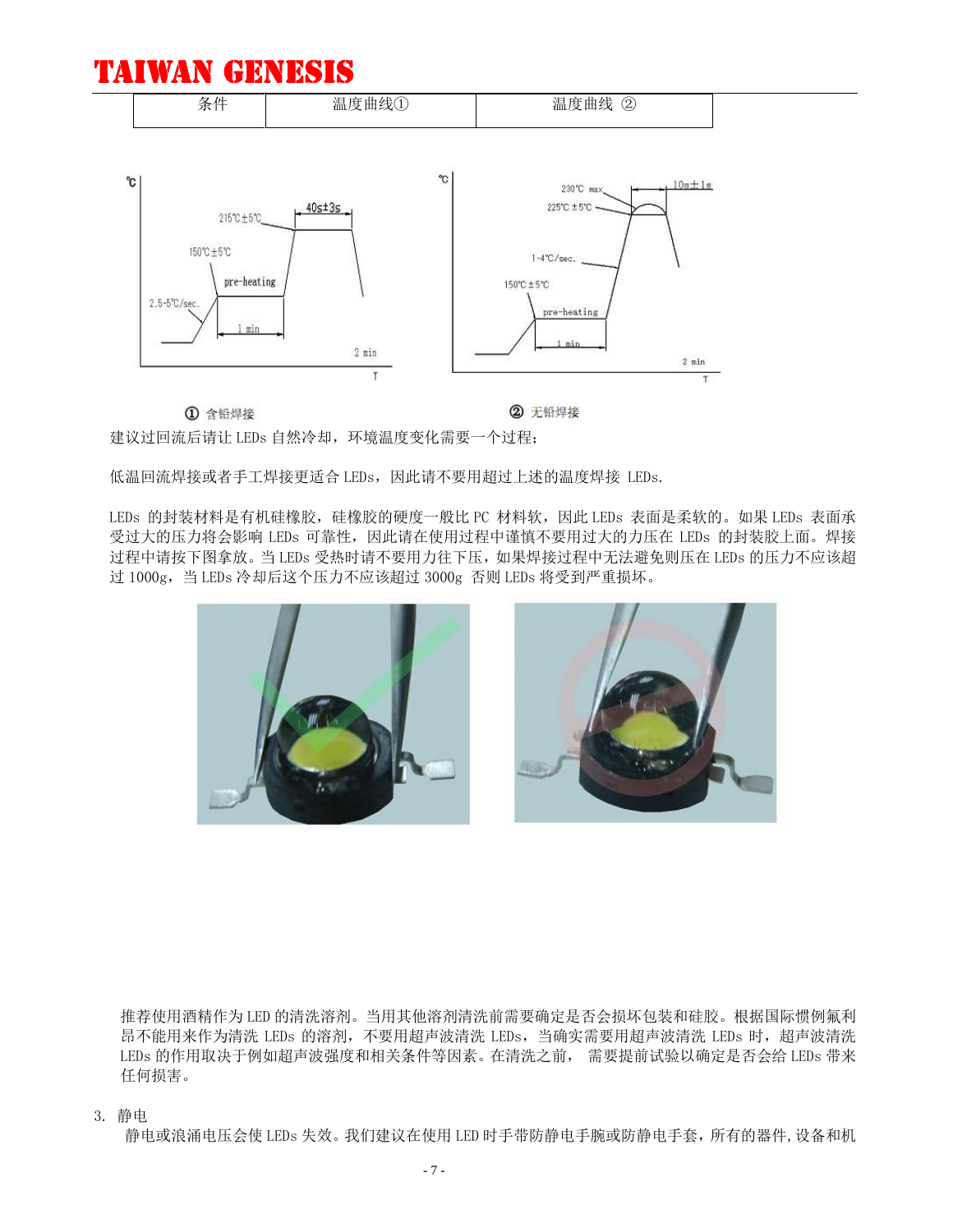| 条件 | 温度曲线① | 温度曲线 ② |
| --- | --- | --- |

① 含铅焊接

② 无铅焊接

建议过回流后请让 LEDs 自然冷却，环境温度变化需要一个过程；

低温回流焊接或者手工焊接更适合 LEDs，因此请不要用超过上述的温度焊接 LEDs.

LEDs 的封装材料是有机硅橡胶，硅橡胶的硬度一般比 PC 材料软，因此 LEDs 表面是柔软的。如果 LEDs 表面承受过大的压力将会影响 LEDs 可靠性，因此请在使用过程中谨慎不要用过大的力压在 LEDs 的封装胶上面。焊接过程中请按下图拿放。当 LEDs 受热时请不要用力往下压，如果焊接过程中无法避免则压在 LEDs 的压力不应该超过 1000g，当 LEDs 冷却后这个压力不应该超过 3000g 否则 LEDs 将受到严重损坏。

推荐使用酒精作为 LED 的清洗溶剂。当用其他溶剂清洗前需要确定是否会损坏包装和硅胶。根据国际惯例氟利昂不能用来作为清洗 LEDs 的溶剂，不要用超声波清洗 LEDs，当确实需要用超声波清洗 LEDs 时，超声波清洗 LEDs 的作用取决于例如超声波强度和相关条件等因素。在清洗之前， 需要提前试验以确定是否会给 LEDs 带来任何损害。

3. 静电

静电或浪涌电压会使 LEDs 失效。我们建议在使用 LED 时手带防静电手腕或防静电手套，所有的器件，设备和机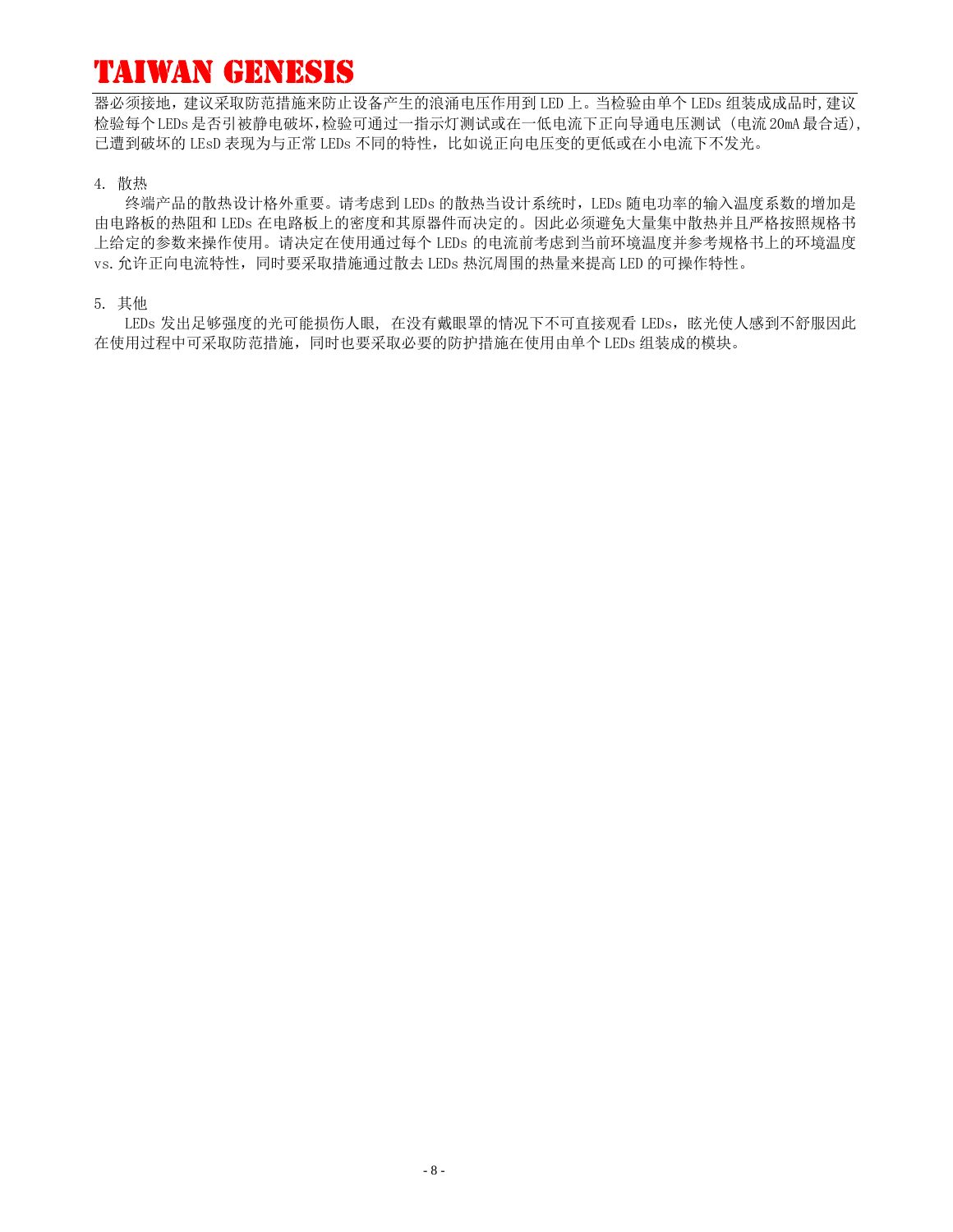器必须接地，建议采取防范措施来防止设备产生的浪涌电压作用到 LED 上。当检验由单个 LEDs 组装成成品时,建议检验每个LEDs是否引被静电破坏,检验可通过一指示灯测试或在一低电流下正向导通电压测试（电流20mA最合适),已遭到破坏的 LEsD 表现为与正常 LEDs 不同的特性，比如说正向电压变的更低或在小电流下不发光。

4. 散热

终端产品的散热设计格外重要。请考虑到 LEDs 的散热当设计系统时，LEDs 随电功率的输入温度系数的增加是由电路板的热阻和 LEDs 在电路板上的密度和其原器件而决定的。因此必须避免大量集中散热并且严格按照规格书上给定的参数来操作使用。请决定在使用通过每个 LEDs 的电流前考虑到当前环境温度并参考规格书上的环境温度 vs.允许正向电流特性，同时要采取措施通过散去 LEDs 热沉周围的热量来提高 LED 的可操作特性。

5. 其他

LEDs 发出足够强度的光可能损伤人眼, 在没有戴眼罩的情况下不可直接观看 LEDs，眩光使人感到不舒服因此在使用过程中可采取防范措施，同时也要采取必要的防护措施在使用由单个 LEDs 组装成的模块。